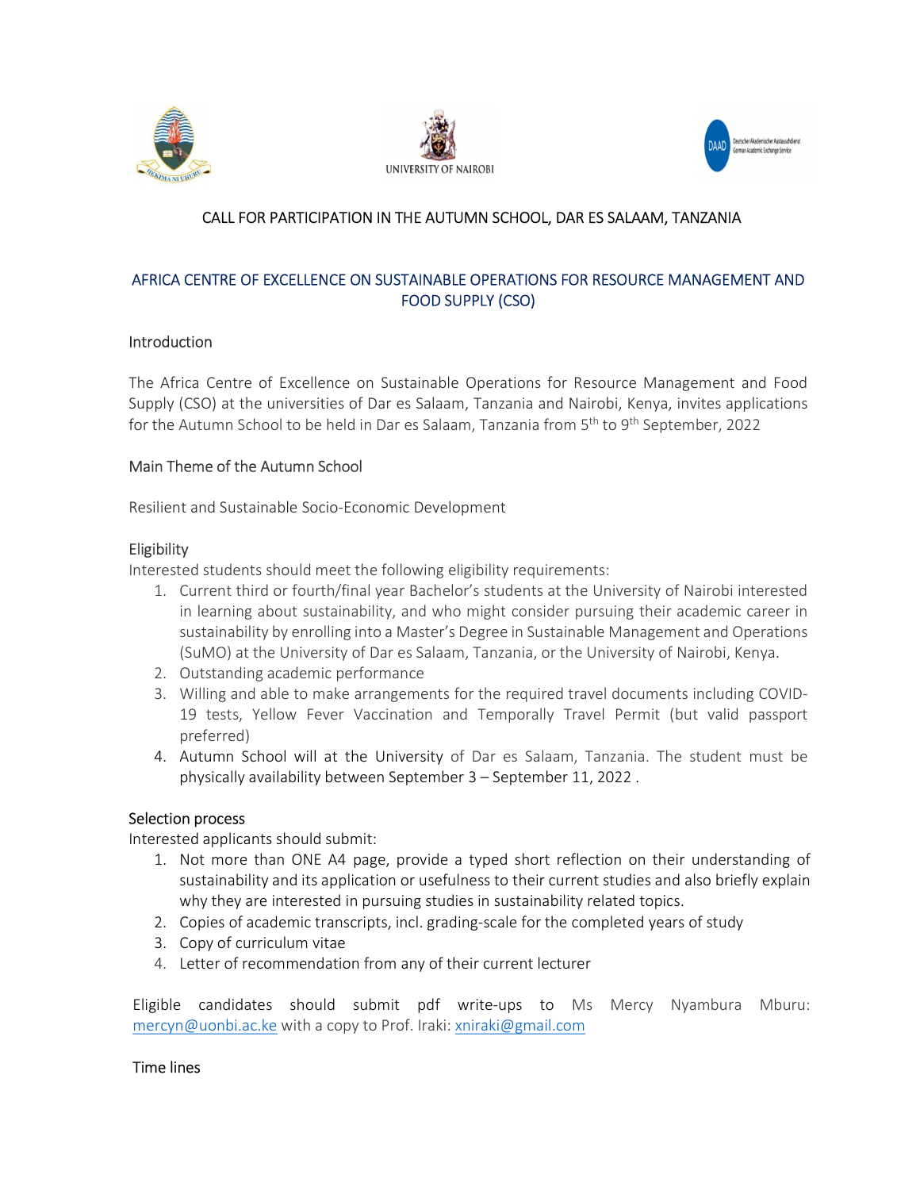UNIVERSITY OF NAIROBI

# CALL FOR PARTICIPATION IN THE AUTUMN SCHOOL, DAR ES SALAAM, TANZANIA

## AFRICA CENTRE OF EXCELLENCE ON SUSTAINABLE OPERATIONS FOR RESOURCE MANAGEMENT AND FOOD SUPPLY (CSO)

### Introduction

The Africa Centre of Excellence on Sustainable Operations for Resource Management and Food Supply (CSO) at the universities of Dar es Salaam, Tanzania and Nairobi, Kenya, invites applications for the Autumn School to be held in Dar es Salaam, Tanzania from 5th to 9th September, 2022

### Main Theme of the Autumn School

Resilient and Sustainable Socio-Economic Development

### Eligibility

Interested students should meet the following eligibility requirements:

1. Current third or fourth/final year Bachelor's students at the University of Nairobi interested in learning about sustainability, and who might consider pursuing their academic career in sustainability by enrolling into a Master's Degree in Sustainable Management and Operations (SuMO) at the University of Dar es Salaam, Tanzania, or the University of Nairobi, Kenya.
2. Outstanding academic performance
3. Willing and able to make arrangements for the required travel documents including COVID-19 tests, Yellow Fever Vaccination and Temporally Travel Permit (but valid passport preferred)
4. Autumn School will at the University of Dar es Salaam, Tanzania. The student must be physically availability between September 3 – September 11, 2022 .

### Selection process

Interested applicants should submit:

1. Not more than ONE A4 page, provide a typed short reflection on their understanding of sustainability and its application or usefulness to their current studies and also briefly explain why they are interested in pursuing studies in sustainability related topics.
2. Copies of academic transcripts, incl. grading-scale for the completed years of study
3. Copy of curriculum vitae
4. Letter of recommendation from any of their current lecturer

Eligible candidates should submit pdf write-ups to Ms Mercy Nyambura Mburu: mercyn@uonbi.ac.ke with a copy to Prof. Iraki: xniraki@gmail.com

### Time lines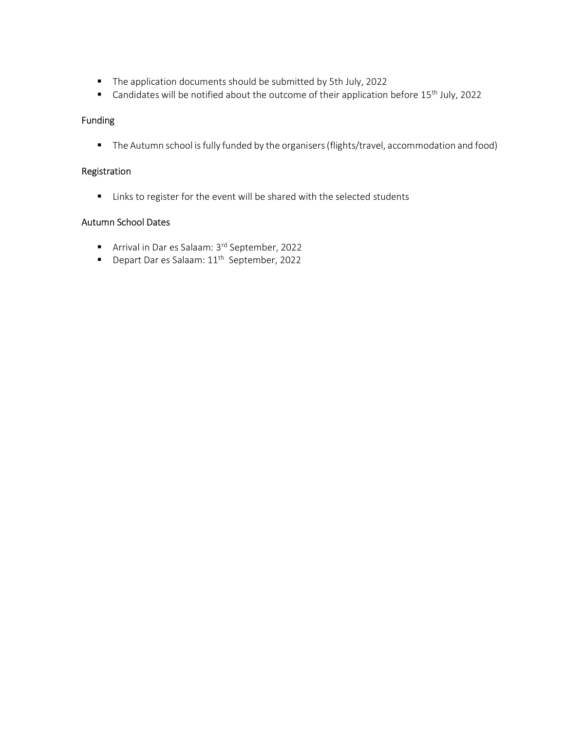- The application documents should be submitted by 5th July, 2022
- Candidates will be notified about the outcome of their application before 15th July, 2022

## Funding

- The Autumn school is fully funded by the organisers (flights/travel, accommodation and food)

## Registration

- Links to register for the event will be shared with the selected students

## Autumn School Dates

- Arrival in Dar es Salaam: 3rd September, 2022
- Depart Dar es Salaam: 11th September, 2022